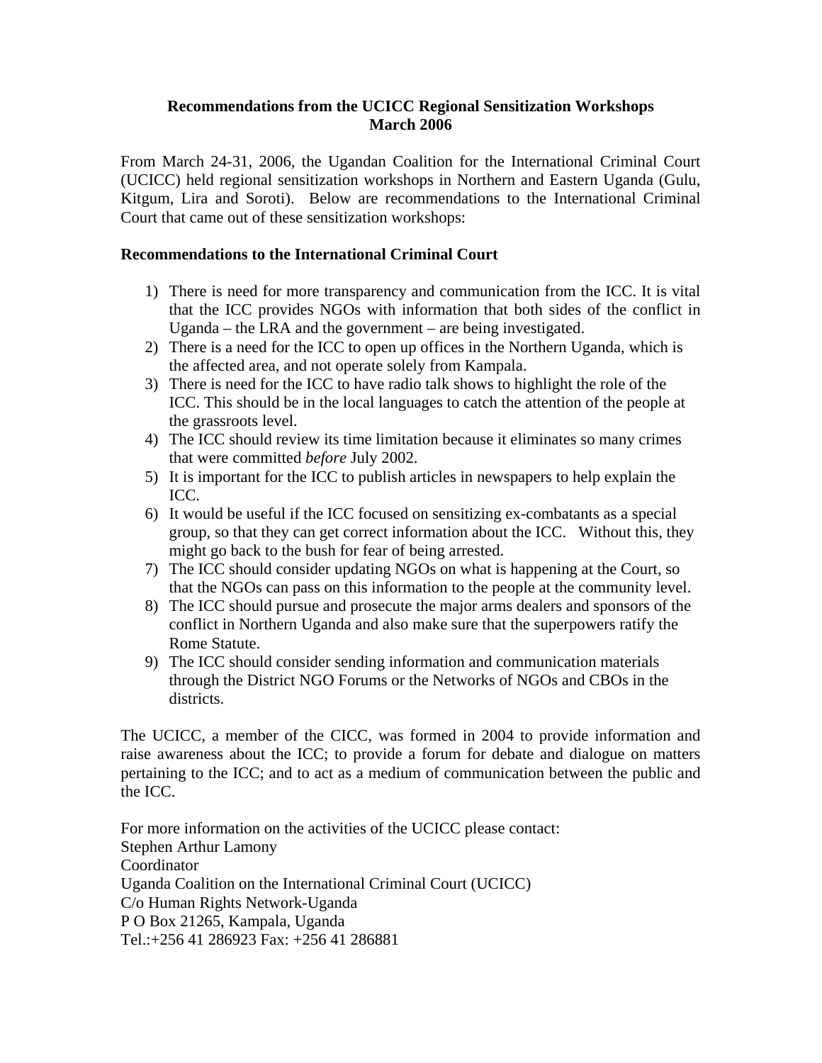# Recommendations from the UCICC Regional Sensitization Workshops March 2006

From March 24-31, 2006, the Ugandan Coalition for the International Criminal Court (UCICC) held regional sensitization workshops in Northern and Eastern Uganda (Gulu, Kitgum, Lira and Soroti). Below are recommendations to the International Criminal Court that came out of these sensitization workshops:

## Recommendations to the International Criminal Court

1) There is need for more transparency and communication from the ICC. It is vital that the ICC provides NGOs with information that both sides of the conflict in Uganda – the LRA and the government – are being investigated.
2) There is a need for the ICC to open up offices in the Northern Uganda, which is the affected area, and not operate solely from Kampala.
3) There is need for the ICC to have radio talk shows to highlight the role of the ICC. This should be in the local languages to catch the attention of the people at the grassroots level.
4) The ICC should review its time limitation because it eliminates so many crimes that were committed *before* July 2002.
5) It is important for the ICC to publish articles in newspapers to help explain the ICC.
6) It would be useful if the ICC focused on sensitizing ex-combatants as a special group, so that they can get correct information about the ICC. Without this, they might go back to the bush for fear of being arrested.
7) The ICC should consider updating NGOs on what is happening at the Court, so that the NGOs can pass on this information to the people at the community level.
8) The ICC should pursue and prosecute the major arms dealers and sponsors of the conflict in Northern Uganda and also make sure that the superpowers ratify the Rome Statute.
9) The ICC should consider sending information and communication materials through the District NGO Forums or the Networks of NGOs and CBOs in the districts.

The UCICC, a member of the CICC, was formed in 2004 to provide information and raise awareness about the ICC; to provide a forum for debate and dialogue on matters pertaining to the ICC; and to act as a medium of communication between the public and the ICC.

For more information on the activities of the UCICC please contact:
Stephen Arthur Lamony
Coordinator
Uganda Coalition on the International Criminal Court (UCICC)
C/o Human Rights Network-Uganda
P O Box 21265, Kampala, Uganda
Tel.:+256 41 286923 Fax: +256 41 286881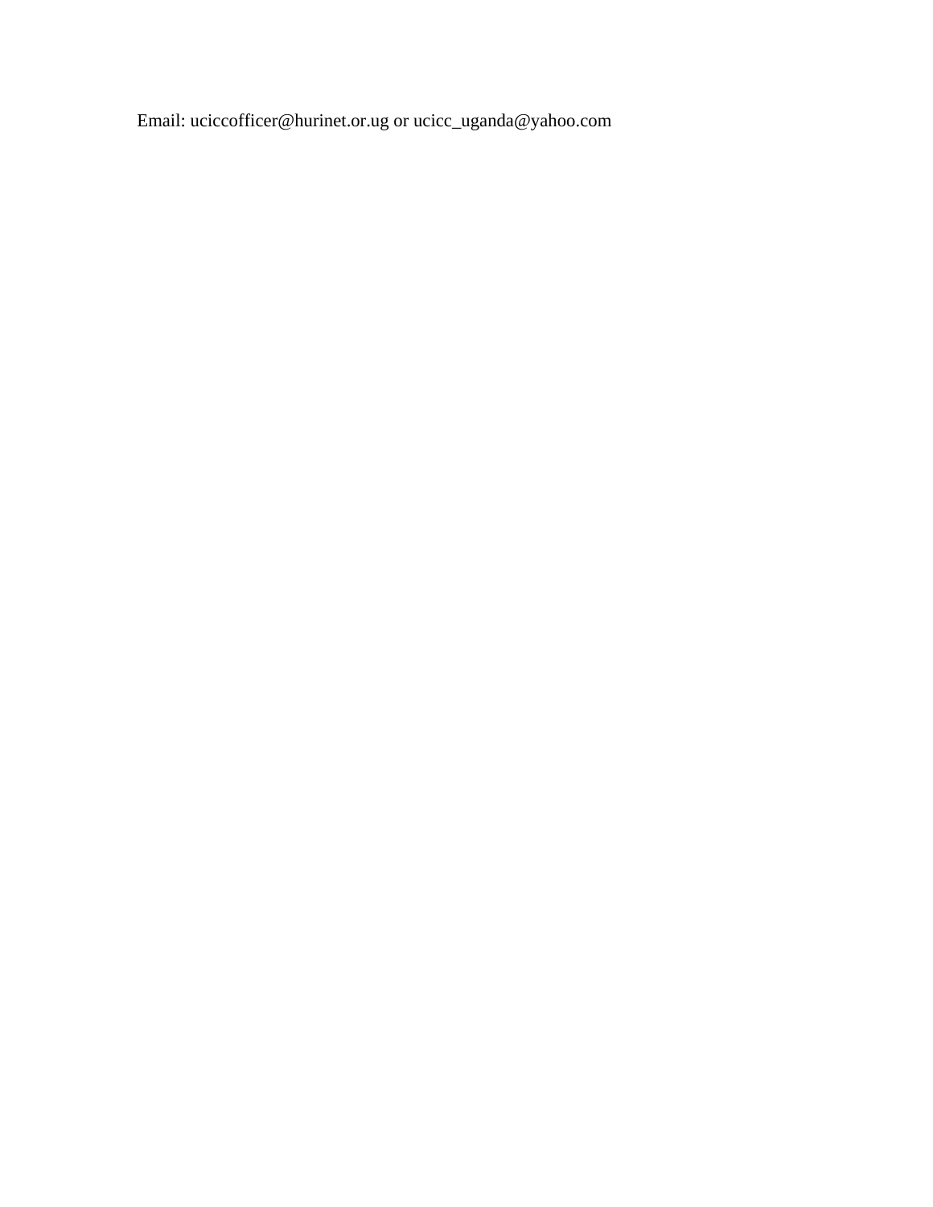Email: uciccofficer@hurinet.or.ug or ucicc_uganda@yahoo.com